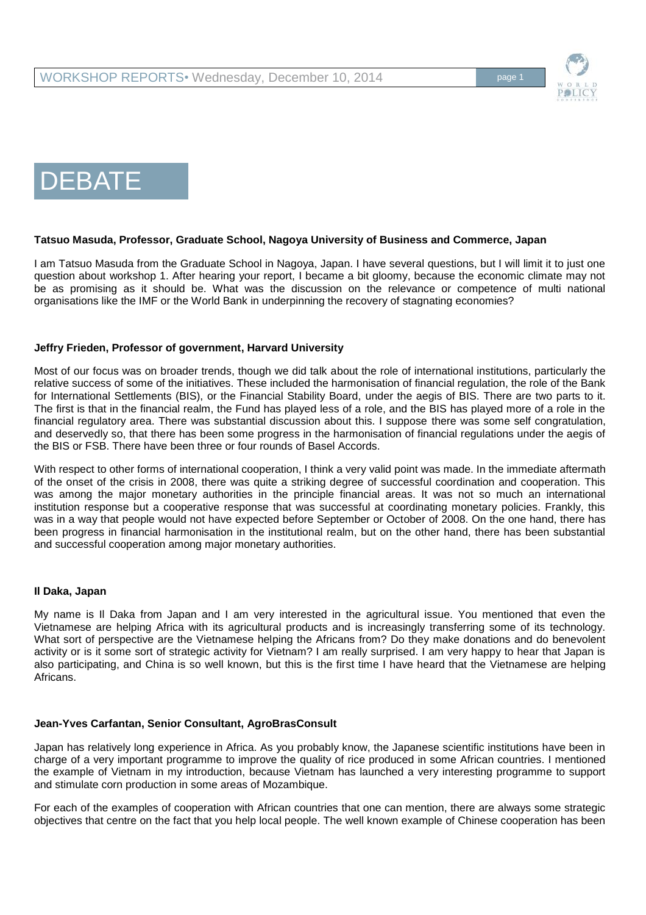# DEBATE

**Tatsuo Masuda, Professor, Graduate School, Nagoya University of Business and Commerce, Japan**

I am Tatsuo Masuda from the Graduate School in Nagoya, Japan. I have several questions, but I will limit it to just one question about workshop 1. After hearing your report, I became a bit gloomy, because the economic climate may not be as promising as it should be. What was the discussion on the relevance or competence of multi national organisations like the IMF or the World Bank in underpinning the recovery of stagnating economies?

**Jeffry Frieden, Professor of government, Harvard University**

Most of our focus was on broader trends, though we did talk about the role of international institutions, particularly the relative success of some of the initiatives. These included the harmonisation of financial regulation, the role of the Bank for International Settlements (BIS), or the Financial Stability Board, under the aegis of BIS. There are two parts to it. The first is that in the financial realm, the Fund has played less of a role, and the BIS has played more of a role in the financial regulatory area. There was substantial discussion about this. I suppose there was some self congratulation, and deservedly so, that there has been some progress in the harmonisation of financial regulations under the aegis of the BIS or FSB. There have been three or four rounds of Basel Accords.

With respect to other forms of international cooperation, I think a very valid point was made. In the immediate aftermath of the onset of the crisis in 2008, there was quite a striking degree of successful coordination and cooperation. This was among the major monetary authorities in the principle financial areas. It was not so much an international institution response but a cooperative response that was successful at coordinating monetary policies. Frankly, this was in a way that people would not have expected before September or October of 2008. On the one hand, there has been progress in financial harmonisation in the institutional realm, but on the other hand, there has been substantial and successful cooperation among major monetary authorities.

**Il Daka, Japan**

My name is Il Daka from Japan and I am very interested in the agricultural issue. You mentioned that even the Vietnamese are helping Africa with its agricultural products and is increasingly transferring some of its technology. What sort of perspective are the Vietnamese helping the Africans from? Do they make donations and do benevolent activity or is it some sort of strategic activity for Vietnam? I am really surprised. I am very happy to hear that Japan is also participating, and China is so well known, but this is the first time I have heard that the Vietnamese are helping Africans.

**Jean-Yves Carfantan, Senior Consultant, AgroBrasConsult**

Japan has relatively long experience in Africa. As you probably know, the Japanese scientific institutions have been in charge of a very important programme to improve the quality of rice produced in some African countries. I mentioned the example of Vietnam in my introduction, because Vietnam has launched a very interesting programme to support and stimulate corn production in some areas of Mozambique.

For each of the examples of cooperation with African countries that one can mention, there are always some strategic objectives that centre on the fact that you help local people. The well known example of Chinese cooperation has been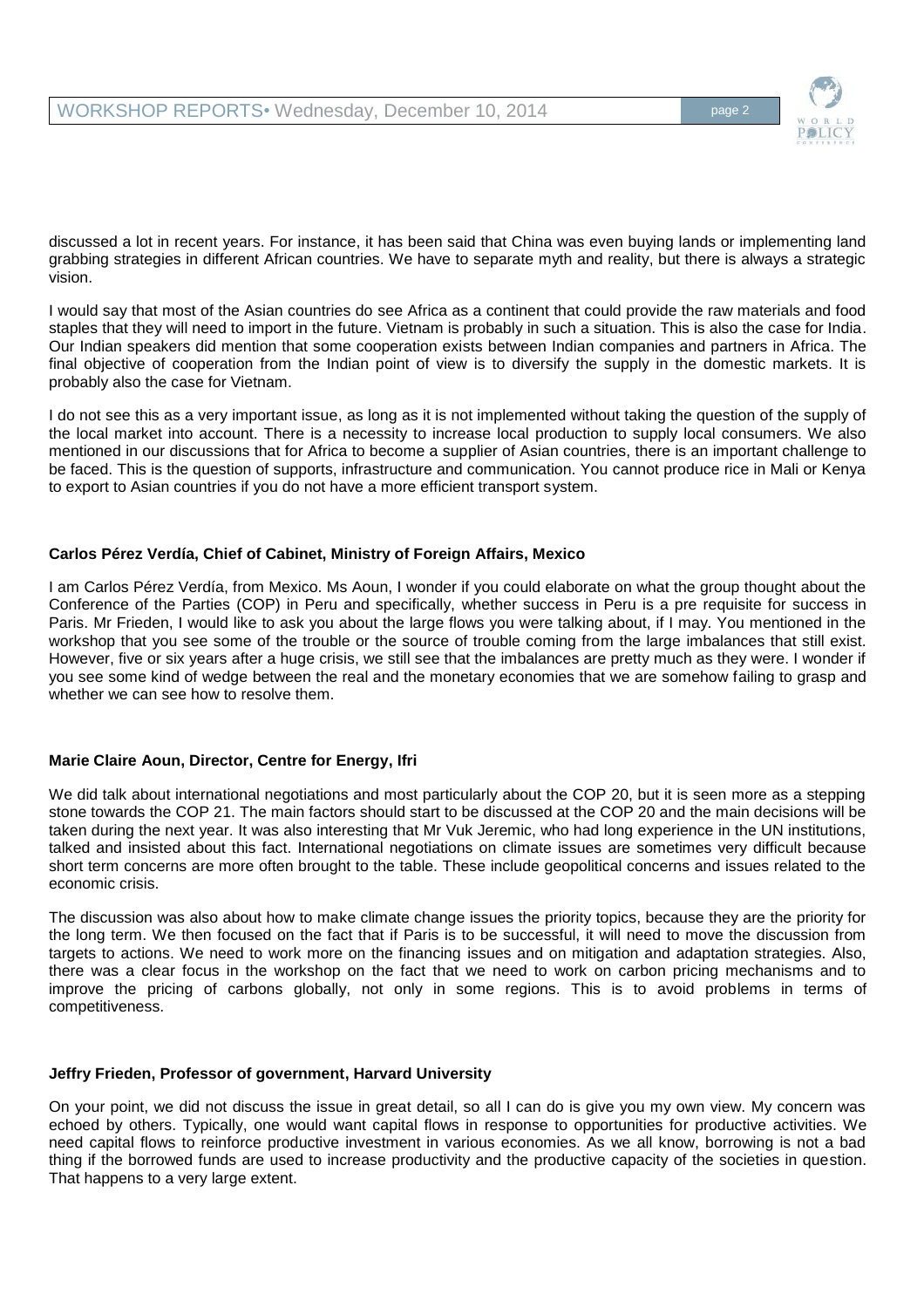discussed a lot in recent years. For instance, it has been said that China was even buying lands or implementing land grabbing strategies in different African countries. We have to separate myth and reality, but there is always a strategic vision.

I would say that most of the Asian countries do see Africa as a continent that could provide the raw materials and food staples that they will need to import in the future. Vietnam is probably in such a situation. This is also the case for India. Our Indian speakers did mention that some cooperation exists between Indian companies and partners in Africa. The final objective of cooperation from the Indian point of view is to diversify the supply in the domestic markets. It is probably also the case for Vietnam.

I do not see this as a very important issue, as long as it is not implemented without taking the question of the supply of the local market into account. There is a necessity to increase local production to supply local consumers. We also mentioned in our discussions that for Africa to become a supplier of Asian countries, there is an important challenge to be faced. This is the question of supports, infrastructure and communication. You cannot produce rice in Mali or Kenya to export to Asian countries if you do not have a more efficient transport system.

**Carlos Pérez Verdía, Chief of Cabinet, Ministry of Foreign Affairs, Mexico**

I am Carlos Pérez Verdía, from Mexico. Ms Aoun, I wonder if you could elaborate on what the group thought about the Conference of the Parties (COP) in Peru and specifically, whether success in Peru is a pre requisite for success in Paris. Mr Frieden, I would like to ask you about the large flows you were talking about, if I may. You mentioned in the workshop that you see some of the trouble or the source of trouble coming from the large imbalances that still exist. However, five or six years after a huge crisis, we still see that the imbalances are pretty much as they were. I wonder if you see some kind of wedge between the real and the monetary economies that we are somehow failing to grasp and whether we can see how to resolve them.

**Marie Claire Aoun, Director, Centre for Energy, Ifri**

We did talk about international negotiations and most particularly about the COP 20, but it is seen more as a stepping stone towards the COP 21. The main factors should start to be discussed at the COP 20 and the main decisions will be taken during the next year. It was also interesting that Mr Vuk Jeremic, who had long experience in the UN institutions, talked and insisted about this fact. International negotiations on climate issues are sometimes very difficult because short term concerns are more often brought to the table. These include geopolitical concerns and issues related to the economic crisis.

The discussion was also about how to make climate change issues the priority topics, because they are the priority for the long term. We then focused on the fact that if Paris is to be successful, it will need to move the discussion from targets to actions. We need to work more on the financing issues and on mitigation and adaptation strategies. Also, there was a clear focus in the workshop on the fact that we need to work on carbon pricing mechanisms and to improve the pricing of carbons globally, not only in some regions. This is to avoid problems in terms of competitiveness.

**Jeffry Frieden, Professor of government, Harvard University**

On your point, we did not discuss the issue in great detail, so all I can do is give you my own view. My concern was echoed by others. Typically, one would want capital flows in response to opportunities for productive activities. We need capital flows to reinforce productive investment in various economies. As we all know, borrowing is not a bad thing if the borrowed funds are used to increase productivity and the productive capacity of the societies in question. That happens to a very large extent.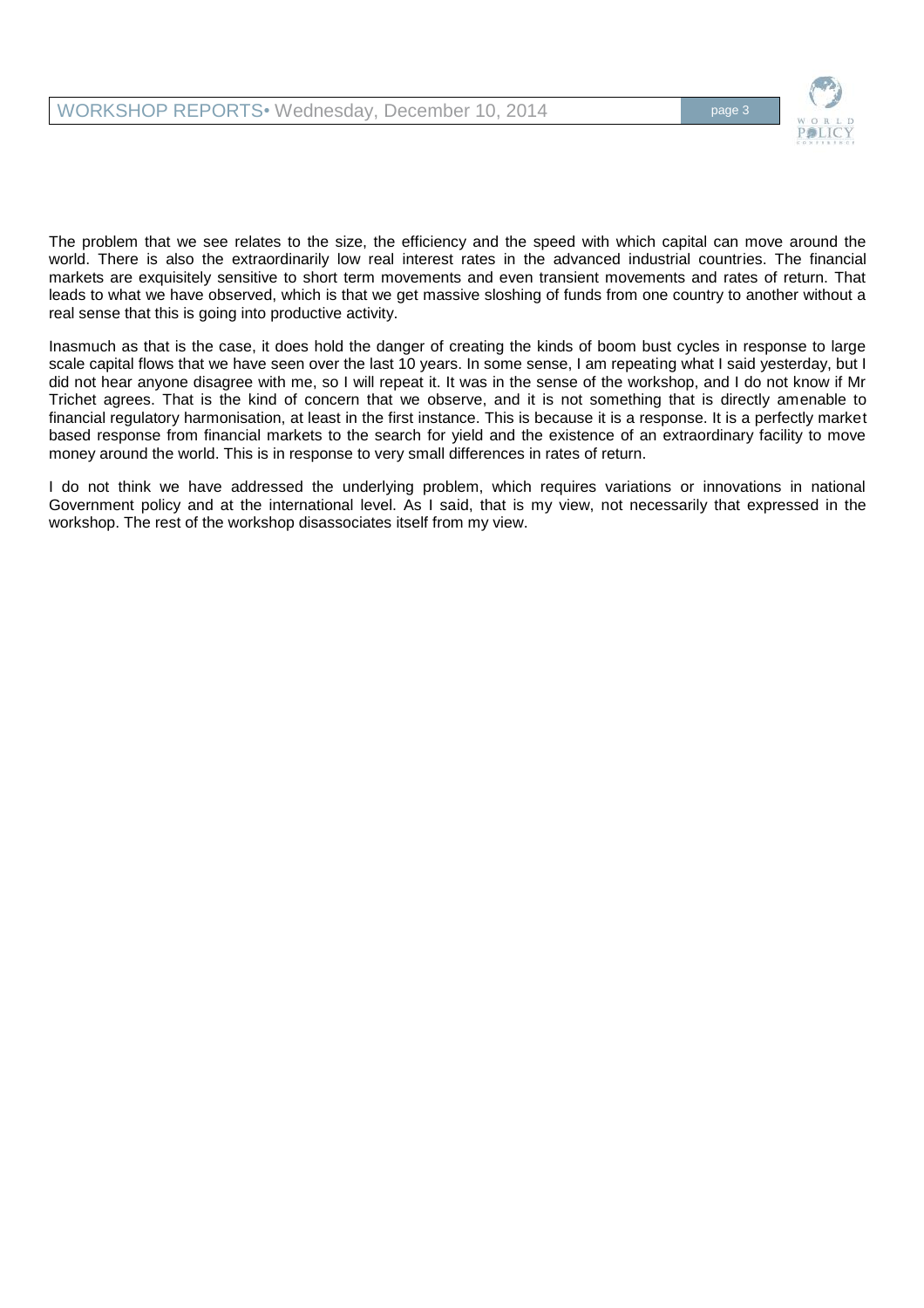The problem that we see relates to the size, the efficiency and the speed with which capital can move around the world. There is also the extraordinarily low real interest rates in the advanced industrial countries. The financial markets are exquisitely sensitive to short term movements and even transient movements and rates of return. That leads to what we have observed, which is that we get massive sloshing of funds from one country to another without a real sense that this is going into productive activity.

Inasmuch as that is the case, it does hold the danger of creating the kinds of boom bust cycles in response to large scale capital flows that we have seen over the last 10 years. In some sense, I am repeating what I said yesterday, but I did not hear anyone disagree with me, so I will repeat it. It was in the sense of the workshop, and I do not know if Mr Trichet agrees. That is the kind of concern that we observe, and it is not something that is directly amenable to financial regulatory harmonisation, at least in the first instance. This is because it is a response. It is a perfectly market based response from financial markets to the search for yield and the existence of an extraordinary facility to move money around the world. This is in response to very small differences in rates of return.

I do not think we have addressed the underlying problem, which requires variations or innovations in national Government policy and at the international level. As I said, that is my view, not necessarily that expressed in the workshop. The rest of the workshop disassociates itself from my view.